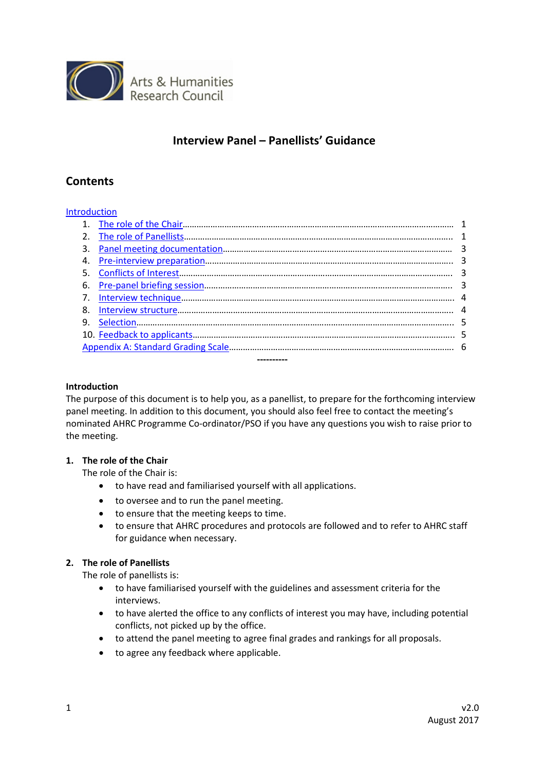Arts & Humanities Research Council

# Interview Panel – Panellists' Guidance

## Contents

Introduction

1. The role of the Chair .......... 1
2. The role of Panellists .......... 1
3. Panel meeting documentation .......... 3
4. Pre-interview preparation .......... 3
5. Conflicts of Interest .......... 3
6. Pre-panel briefing session .......... 3
7. Interview technique .......... 4
8. Interview structure .......... 4
9. Selection .......... 5
10. Feedback to applicants .......... 5

Appendix A: Standard Grading Scale .......... 6

----------

**Introduction**

The purpose of this document is to help you, as a panellist, to prepare for the forthcoming interview panel meeting. In addition to this document, you should also feel free to contact the meeting's nominated AHRC Programme Co-ordinator/PSO if you have any questions you wish to raise prior to the meeting.

### 1. The role of the Chair

The role of the Chair is:

- to have read and familiarised yourself with all applications.
- to oversee and to run the panel meeting.
- to ensure that the meeting keeps to time.
- to ensure that AHRC procedures and protocols are followed and to refer to AHRC staff for guidance when necessary.

### 2. The role of Panellists

The role of panellists is:

- to have familiarised yourself with the guidelines and assessment criteria for the interviews.
- to have alerted the office to any conflicts of interest you may have, including potential conflicts, not picked up by the office.
- to attend the panel meeting to agree final grades and rankings for all proposals.
- to agree any feedback where applicable.

v2.0
August 2017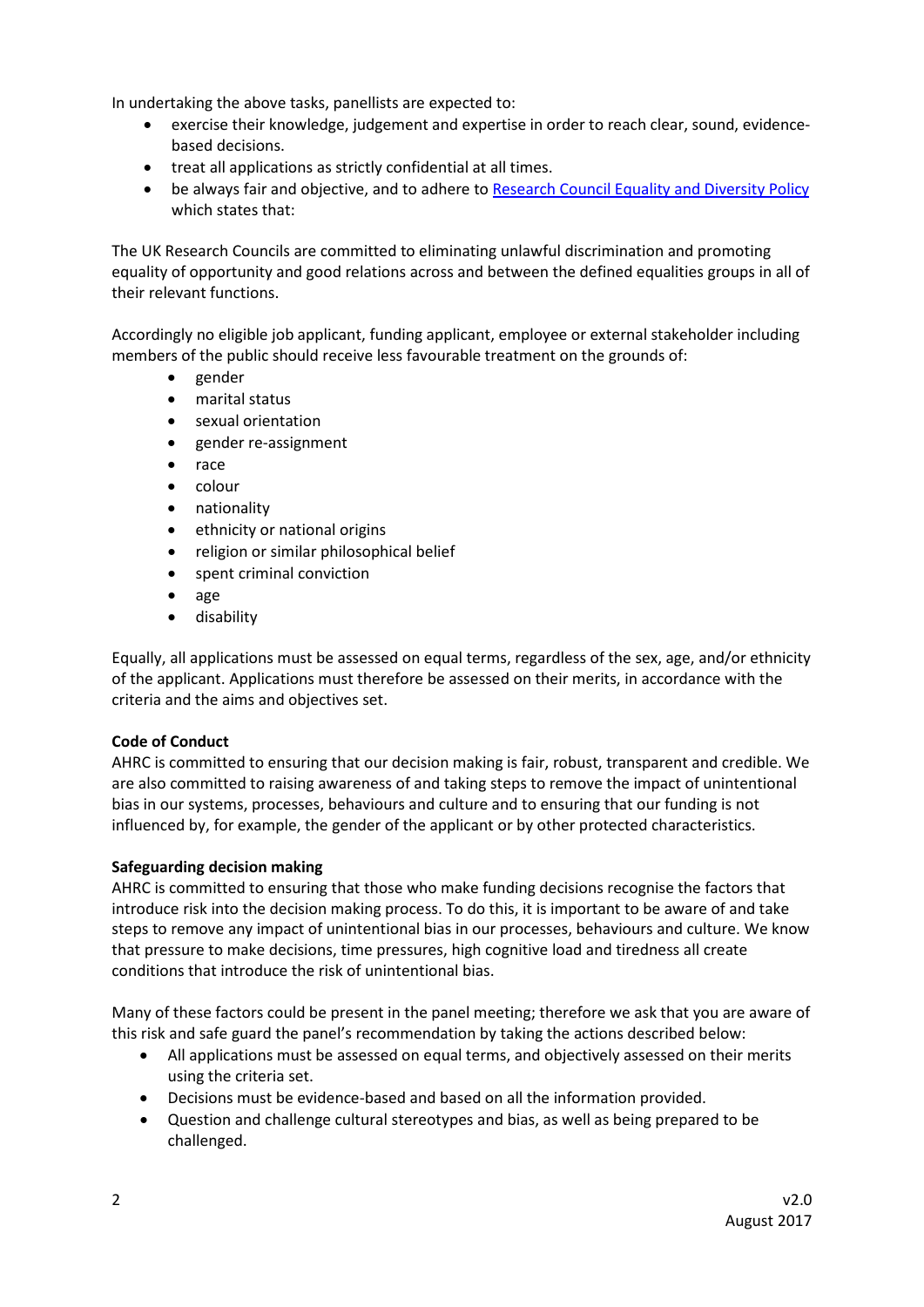In undertaking the above tasks, panellists are expected to:

- exercise their knowledge, judgement and expertise in order to reach clear, sound, evidence-based decisions.
- treat all applications as strictly confidential at all times.
- be always fair and objective, and to adhere to [Research Council Equality and Diversity Policy]() which states that:

The UK Research Councils are committed to eliminating unlawful discrimination and promoting equality of opportunity and good relations across and between the defined equalities groups in all of their relevant functions.

Accordingly no eligible job applicant, funding applicant, employee or external stakeholder including members of the public should receive less favourable treatment on the grounds of:

- gender
- marital status
- sexual orientation
- gender re-assignment
- race
- colour
- nationality
- ethnicity or national origins
- religion or similar philosophical belief
- spent criminal conviction
- age
- disability

Equally, all applications must be assessed on equal terms, regardless of the sex, age, and/or ethnicity of the applicant. Applications must therefore be assessed on their merits, in accordance with the criteria and the aims and objectives set.

**Code of Conduct**

AHRC is committed to ensuring that our decision making is fair, robust, transparent and credible. We are also committed to raising awareness of and taking steps to remove the impact of unintentional bias in our systems, processes, behaviours and culture and to ensuring that our funding is not influenced by, for example, the gender of the applicant or by other protected characteristics.

**Safeguarding decision making**

AHRC is committed to ensuring that those who make funding decisions recognise the factors that introduce risk into the decision making process. To do this, it is important to be aware of and take steps to remove any impact of unintentional bias in our processes, behaviours and culture. We know that pressure to make decisions, time pressures, high cognitive load and tiredness all create conditions that introduce the risk of unintentional bias.

Many of these factors could be present in the panel meeting; therefore we ask that you are aware of this risk and safe guard the panel's recommendation by taking the actions described below:

- All applications must be assessed on equal terms, and objectively assessed on their merits using the criteria set.
- Decisions must be evidence-based and based on all the information provided.
- Question and challenge cultural stereotypes and bias, as well as being prepared to be challenged.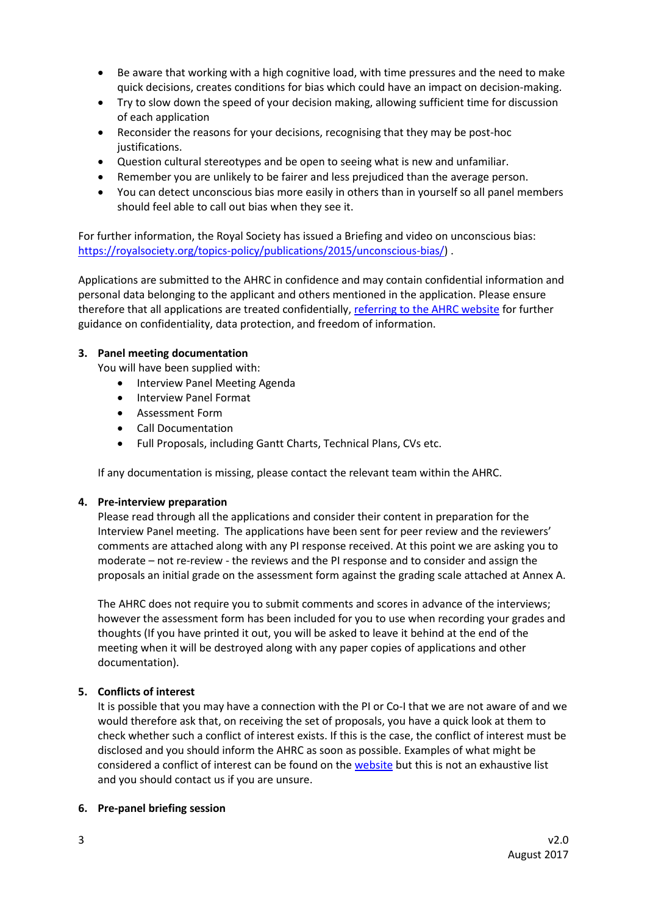- Be aware that working with a high cognitive load, with time pressures and the need to make quick decisions, creates conditions for bias which could have an impact on decision-making.
- Try to slow down the speed of your decision making, allowing sufficient time for discussion of each application
- Reconsider the reasons for your decisions, recognising that they may be post-hoc justifications.
- Question cultural stereotypes and be open to seeing what is new and unfamiliar.
- Remember you are unlikely to be fairer and less prejudiced than the average person.
- You can detect unconscious bias more easily in others than in yourself so all panel members should feel able to call out bias when they see it.

For further information, the Royal Society has issued a Briefing and video on unconscious bias: https://royalsociety.org/topics-policy/publications/2015/unconscious-bias/) .

Applications are submitted to the AHRC in confidence and may contain confidential information and personal data belonging to the applicant and others mentioned in the application. Please ensure therefore that all applications are treated confidentially, referring to the AHRC website for further guidance on confidentiality, data protection, and freedom of information.

### 3. Panel meeting documentation

You will have been supplied with:

- Interview Panel Meeting Agenda
- Interview Panel Format
- Assessment Form
- Call Documentation
- Full Proposals, including Gantt Charts, Technical Plans, CVs etc.

If any documentation is missing, please contact the relevant team within the AHRC.

### 4. Pre-interview preparation

Please read through all the applications and consider their content in preparation for the Interview Panel meeting. The applications have been sent for peer review and the reviewers' comments are attached along with any PI response received. At this point we are asking you to moderate – not re-review - the reviews and the PI response and to consider and assign the proposals an initial grade on the assessment form against the grading scale attached at Annex A.

The AHRC does not require you to submit comments and scores in advance of the interviews; however the assessment form has been included for you to use when recording your grades and thoughts (If you have printed it out, you will be asked to leave it behind at the end of the meeting when it will be destroyed along with any paper copies of applications and other documentation).

### 5. Conflicts of interest

It is possible that you may have a connection with the PI or Co-I that we are not aware of and we would therefore ask that, on receiving the set of proposals, you have a quick look at them to check whether such a conflict of interest exists. If this is the case, the conflict of interest must be disclosed and you should inform the AHRC as soon as possible. Examples of what might be considered a conflict of interest can be found on the website but this is not an exhaustive list and you should contact us if you are unsure.

### 6. Pre-panel briefing session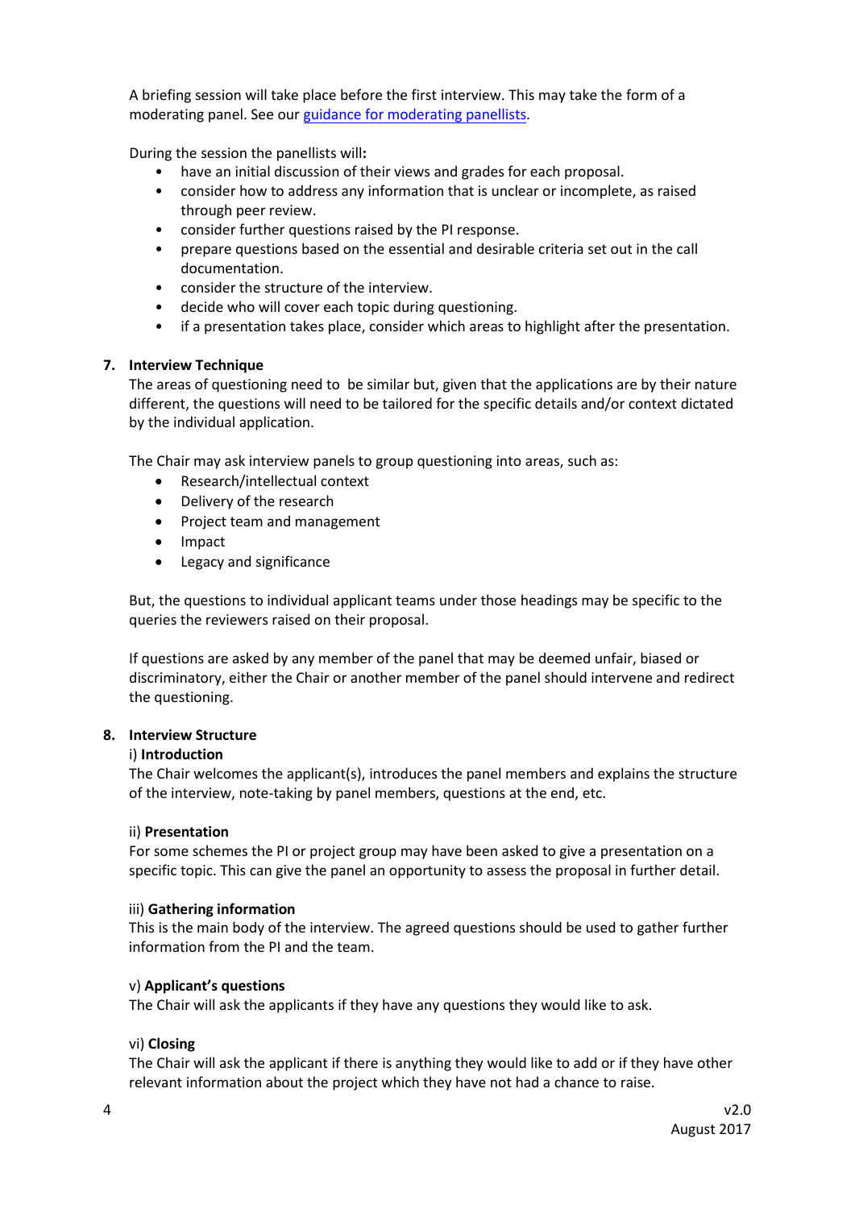A briefing session will take place before the first interview. This may take the form of a moderating panel. See our [guidance for moderating panellists](guidance for moderating panellists).

During the session the panellists will**:**

- have an initial discussion of their views and grades for each proposal.
- consider how to address any information that is unclear or incomplete, as raised through peer review.
- consider further questions raised by the PI response.
- prepare questions based on the essential and desirable criteria set out in the call documentation.
- consider the structure of the interview.
- decide who will cover each topic during questioning.
- if a presentation takes place, consider which areas to highlight after the presentation.

## 7. Interview Technique

The areas of questioning need to be similar but, given that the applications are by their nature different, the questions will need to be tailored for the specific details and/or context dictated by the individual application.

The Chair may ask interview panels to group questioning into areas, such as:

- Research/intellectual context
- Delivery of the research
- Project team and management
- Impact
- Legacy and significance

But, the questions to individual applicant teams under those headings may be specific to the queries the reviewers raised on their proposal.

If questions are asked by any member of the panel that may be deemed unfair, biased or discriminatory, either the Chair or another member of the panel should intervene and redirect the questioning.

## 8. Interview Structure

i) **Introduction**

The Chair welcomes the applicant(s), introduces the panel members and explains the structure of the interview, note-taking by panel members, questions at the end, etc.

ii) **Presentation**

For some schemes the PI or project group may have been asked to give a presentation on a specific topic. This can give the panel an opportunity to assess the proposal in further detail.

iii) **Gathering information**

This is the main body of the interview. The agreed questions should be used to gather further information from the PI and the team.

v) **Applicant's questions**

The Chair will ask the applicants if they have any questions they would like to ask.

vi) **Closing**

The Chair will ask the applicant if there is anything they would like to add or if they have other relevant information about the project which they have not had a chance to raise.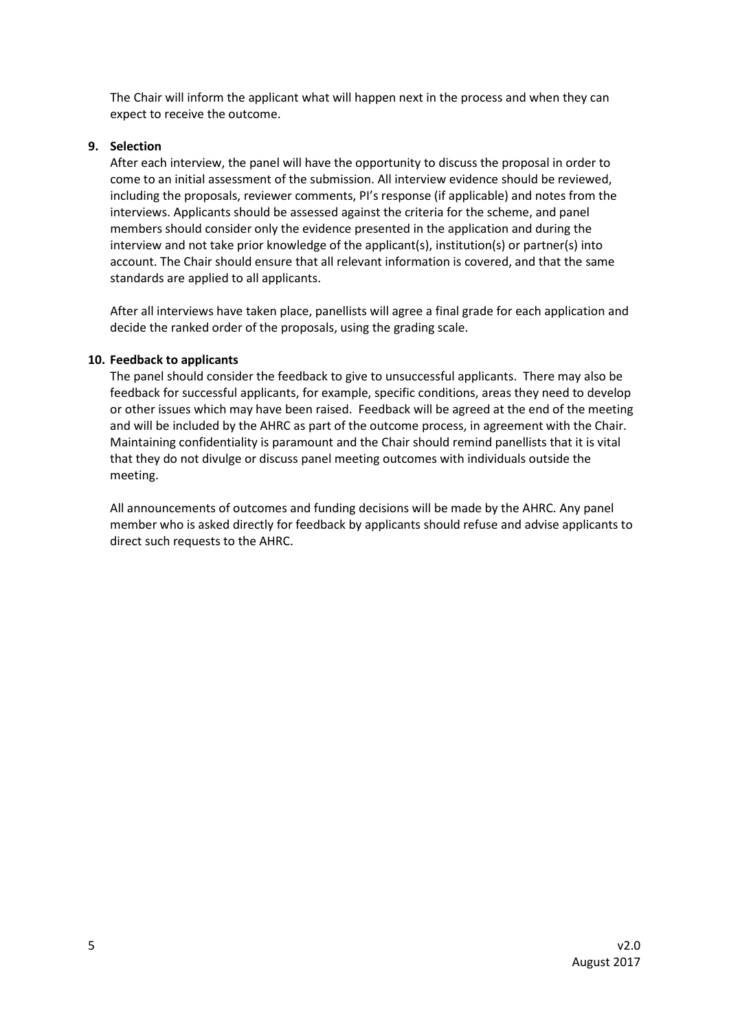The Chair will inform the applicant what will happen next in the process and when they can expect to receive the outcome.

**9. Selection**

After each interview, the panel will have the opportunity to discuss the proposal in order to come to an initial assessment of the submission. All interview evidence should be reviewed, including the proposals, reviewer comments, PI's response (if applicable) and notes from the interviews. Applicants should be assessed against the criteria for the scheme, and panel members should consider only the evidence presented in the application and during the interview and not take prior knowledge of the applicant(s), institution(s) or partner(s) into account. The Chair should ensure that all relevant information is covered, and that the same standards are applied to all applicants.

After all interviews have taken place, panellists will agree a final grade for each application and decide the ranked order of the proposals, using the grading scale.

**10. Feedback to applicants**

The panel should consider the feedback to give to unsuccessful applicants. There may also be feedback for successful applicants, for example, specific conditions, areas they need to develop or other issues which may have been raised. Feedback will be agreed at the end of the meeting and will be included by the AHRC as part of the outcome process, in agreement with the Chair. Maintaining confidentiality is paramount and the Chair should remind panellists that it is vital that they do not divulge or discuss panel meeting outcomes with individuals outside the meeting.

All announcements of outcomes and funding decisions will be made by the AHRC. Any panel member who is asked directly for feedback by applicants should refuse and advise applicants to direct such requests to the AHRC.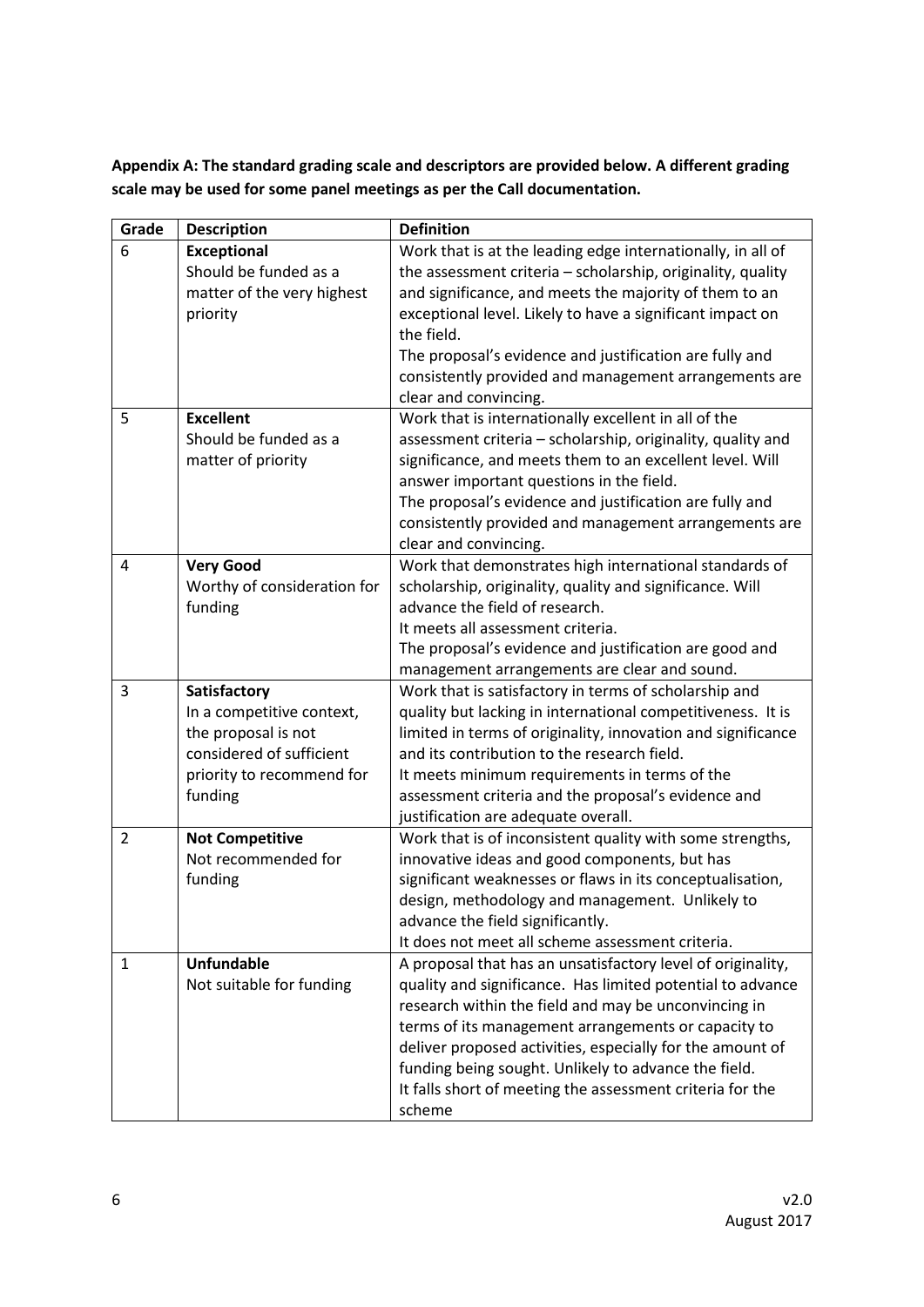**Appendix A: The standard grading scale and descriptors are provided below. A different grading scale may be used for some panel meetings as per the Call documentation.**

| Grade | Description | Definition |
|---|---|---|
| 6 | **Exceptional**<br>Should be funded as a matter of the very highest priority | Work that is at the leading edge internationally, in all of the assessment criteria – scholarship, originality, quality and significance, and meets the majority of them to an exceptional level. Likely to have a significant impact on the field.<br>The proposal's evidence and justification are fully and consistently provided and management arrangements are clear and convincing. |
| 5 | **Excellent**<br>Should be funded as a matter of priority | Work that is internationally excellent in all of the assessment criteria – scholarship, originality, quality and significance, and meets them to an excellent level. Will answer important questions in the field.<br>The proposal's evidence and justification are fully and consistently provided and management arrangements are clear and convincing. |
| 4 | **Very Good**<br>Worthy of consideration for funding | Work that demonstrates high international standards of scholarship, originality, quality and significance. Will advance the field of research.<br>It meets all assessment criteria.<br>The proposal's evidence and justification are good and management arrangements are clear and sound. |
| 3 | **Satisfactory**<br>In a competitive context, the proposal is not considered of sufficient priority to recommend for funding | Work that is satisfactory in terms of scholarship and quality but lacking in international competitiveness. It is limited in terms of originality, innovation and significance and its contribution to the research field.<br>It meets minimum requirements in terms of the assessment criteria and the proposal's evidence and justification are adequate overall. |
| 2 | **Not Competitive**<br>Not recommended for funding | Work that is of inconsistent quality with some strengths, innovative ideas and good components, but has significant weaknesses or flaws in its conceptualisation, design, methodology and management. Unlikely to advance the field significantly.<br>It does not meet all scheme assessment criteria. |
| 1 | **Unfundable**<br>Not suitable for funding | A proposal that has an unsatisfactory level of originality, quality and significance. Has limited potential to advance research within the field and may be unconvincing in terms of its management arrangements or capacity to deliver proposed activities, especially for the amount of funding being sought. Unlikely to advance the field.<br>It falls short of meeting the assessment criteria for the scheme |

v2.0
August 2017